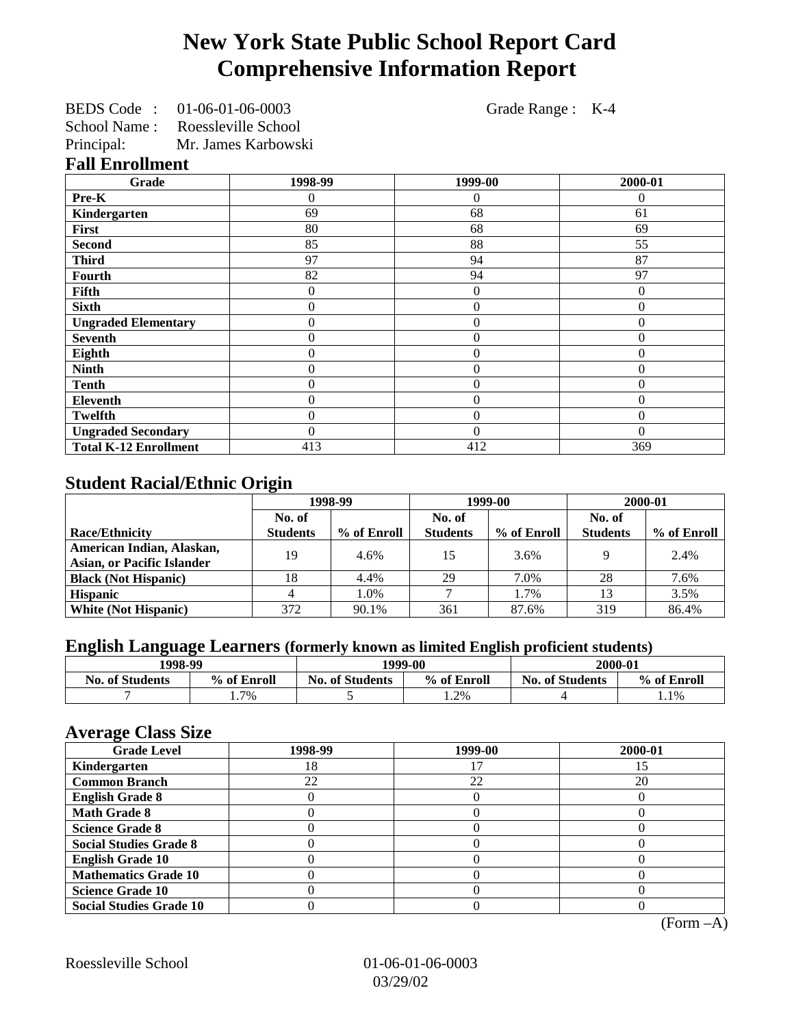# New York State Public School Report Card
# Comprehensive Information Report

BEDS Code : 01-06-01-06-0003 Grade Range : K-4
School Name : Roessleville School
Principal: Mr. James Karbowski

## Fall Enrollment

| Grade | 1998-99 | 1999-00 | 2000-01 |
|---|---|---|---|
| Pre-K | 0 | 0 | 0 |
| Kindergarten | 69 | 68 | 61 |
| First | 80 | 68 | 69 |
| Second | 85 | 88 | 55 |
| Third | 97 | 94 | 87 |
| Fourth | 82 | 94 | 97 |
| Fifth | 0 | 0 | 0 |
| Sixth | 0 | 0 | 0 |
| Ungraded Elementary | 0 | 0 | 0 |
| Seventh | 0 | 0 | 0 |
| Eighth | 0 | 0 | 0 |
| Ninth | 0 | 0 | 0 |
| Tenth | 0 | 0 | 0 |
| Eleventh | 0 | 0 | 0 |
| Twelfth | 0 | 0 | 0 |
| Ungraded Secondary | 0 | 0 | 0 |
| Total K-12 Enrollment | 413 | 412 | 369 |

## Student Racial/Ethnic Origin

| | 1998-99 | | 1999-00 | | 2000-01 | |
|---|---|---|---|---|---|---|
| Race/Ethnicity | No. of Students | % of Enroll | No. of Students | % of Enroll | No. of Students | % of Enroll |
| American Indian, Alaskan, Asian, or Pacific Islander | 19 | 4.6% | 15 | 3.6% | 9 | 2.4% |
| Black (Not Hispanic) | 18 | 4.4% | 29 | 7.0% | 28 | 7.6% |
| Hispanic | 4 | 1.0% | 7 | 1.7% | 13 | 3.5% |
| White (Not Hispanic) | 372 | 90.1% | 361 | 87.6% | 319 | 86.4% |

## English Language Learners (formerly known as limited English proficient students)

| 1998-99 | | 1999-00 | | 2000-01 | |
|---|---|---|---|---|---|
| No. of Students | % of Enroll | No. of Students | % of Enroll | No. of Students | % of Enroll |
| 7 | 1.7% | 5 | 1.2% | 4 | 1.1% |

## Average Class Size

| Grade Level | 1998-99 | 1999-00 | 2000-01 |
|---|---|---|---|
| Kindergarten | 18 | 17 | 15 |
| Common Branch | 22 | 22 | 20 |
| English Grade 8 | 0 | 0 | 0 |
| Math Grade 8 | 0 | 0 | 0 |
| Science Grade 8 | 0 | 0 | 0 |
| Social Studies Grade 8 | 0 | 0 | 0 |
| English Grade 10 | 0 | 0 | 0 |
| Mathematics Grade 10 | 0 | 0 | 0 |
| Science Grade 10 | 0 | 0 | 0 |
| Social Studies Grade 10 | 0 | 0 | 0 |

(Form –A)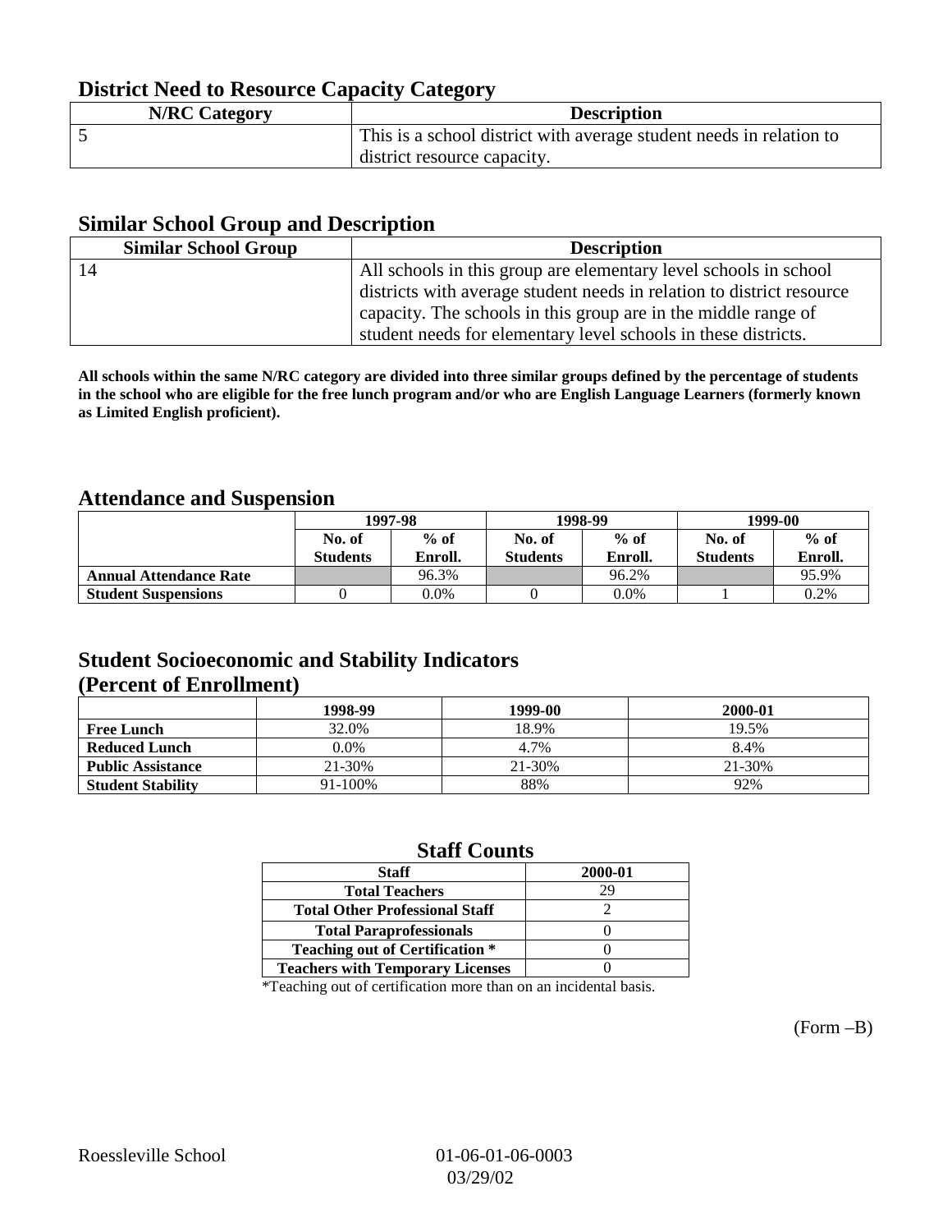## District Need to Resource Capacity Category

| N/RC Category | Description |
|---|---|
| 5 | This is a school district with average student needs in relation to district resource capacity. |

## Similar School Group and Description

| Similar School Group | Description |
|---|---|
| 14 | All schools in this group are elementary level schools in school districts with average student needs in relation to district resource capacity. The schools in this group are in the middle range of student needs for elementary level schools in these districts. |

**All schools within the same N/RC category are divided into three similar groups defined by the percentage of students in the school who are eligible for the free lunch program and/or who are English Language Learners (formerly known as Limited English proficient).**

## Attendance and Suspension

| | 1997-98 | | 1998-99 | | 1999-00 | |
|---|---|---|---|---|---|---|
| | No. of Students | % of Enroll. | No. of Students | % of Enroll. | No. of Students | % of Enroll. |
| **Annual Attendance Rate** | | 96.3% | | 96.2% | | 95.9% |
| **Student Suspensions** | 0 | 0.0% | 0 | 0.0% | 1 | 0.2% |

## Student Socioeconomic and Stability Indicators (Percent of Enrollment)

| | 1998-99 | 1999-00 | 2000-01 |
|---|---|---|---|
| **Free Lunch** | 32.0% | 18.9% | 19.5% |
| **Reduced Lunch** | 0.0% | 4.7% | 8.4% |
| **Public Assistance** | 21-30% | 21-30% | 21-30% |
| **Student Stability** | 91-100% | 88% | 92% |

## Staff Counts

| Staff | 2000-01 |
|---|---|
| Total Teachers | 29 |
| Total Other Professional Staff | 2 |
| Total Paraprofessionals | 0 |
| Teaching out of Certification * | 0 |
| Teachers with Temporary Licenses | 0 |

*Teaching out of certification more than on an incidental basis.

(Form –B)

Roessleville School 01-06-01-06-0003
03/29/02